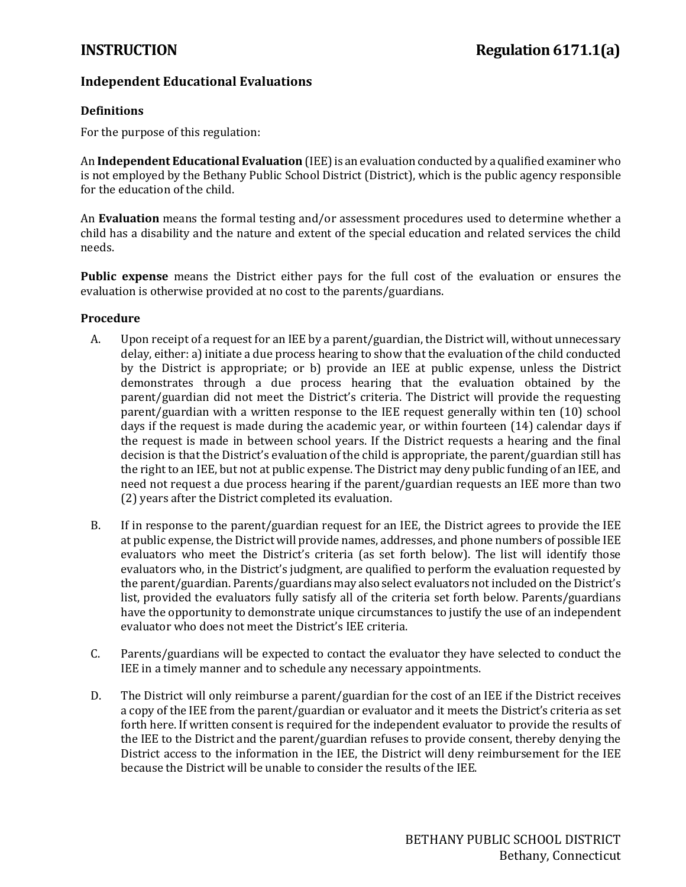# INSTRUCTION — Regulation 6171.1(a)

## Independent Educational Evaluations

### Definitions

For the purpose of this regulation:

An **Independent Educational Evaluation** (IEE) is an evaluation conducted by a qualified examiner who is not employed by the Bethany Public School District (District), which is the public agency responsible for the education of the child.

An **Evaluation** means the formal testing and/or assessment procedures used to determine whether a child has a disability and the nature and extent of the special education and related services the child needs.

**Public expense** means the District either pays for the full cost of the evaluation or ensures the evaluation is otherwise provided at no cost to the parents/guardians.

### Procedure

A. Upon receipt of a request for an IEE by a parent/guardian, the District will, without unnecessary delay, either: a) initiate a due process hearing to show that the evaluation of the child conducted by the District is appropriate; or b) provide an IEE at public expense, unless the District demonstrates through a due process hearing that the evaluation obtained by the parent/guardian did not meet the District's criteria. The District will provide the requesting parent/guardian with a written response to the IEE request generally within ten (10) school days if the request is made during the academic year, or within fourteen (14) calendar days if the request is made in between school years. If the District requests a hearing and the final decision is that the District's evaluation of the child is appropriate, the parent/guardian still has the right to an IEE, but not at public expense. The District may deny public funding of an IEE, and need not request a due process hearing if the parent/guardian requests an IEE more than two (2) years after the District completed its evaluation.

B. If in response to the parent/guardian request for an IEE, the District agrees to provide the IEE at public expense, the District will provide names, addresses, and phone numbers of possible IEE evaluators who meet the District's criteria (as set forth below). The list will identify those evaluators who, in the District's judgment, are qualified to perform the evaluation requested by the parent/guardian. Parents/guardians may also select evaluators not included on the District's list, provided the evaluators fully satisfy all of the criteria set forth below. Parents/guardians have the opportunity to demonstrate unique circumstances to justify the use of an independent evaluator who does not meet the District's IEE criteria.

C. Parents/guardians will be expected to contact the evaluator they have selected to conduct the IEE in a timely manner and to schedule any necessary appointments.

D. The District will only reimburse a parent/guardian for the cost of an IEE if the District receives a copy of the IEE from the parent/guardian or evaluator and it meets the District's criteria as set forth here. If written consent is required for the independent evaluator to provide the results of the IEE to the District and the parent/guardian refuses to provide consent, thereby denying the District access to the information in the IEE, the District will deny reimbursement for the IEE because the District will be unable to consider the results of the IEE.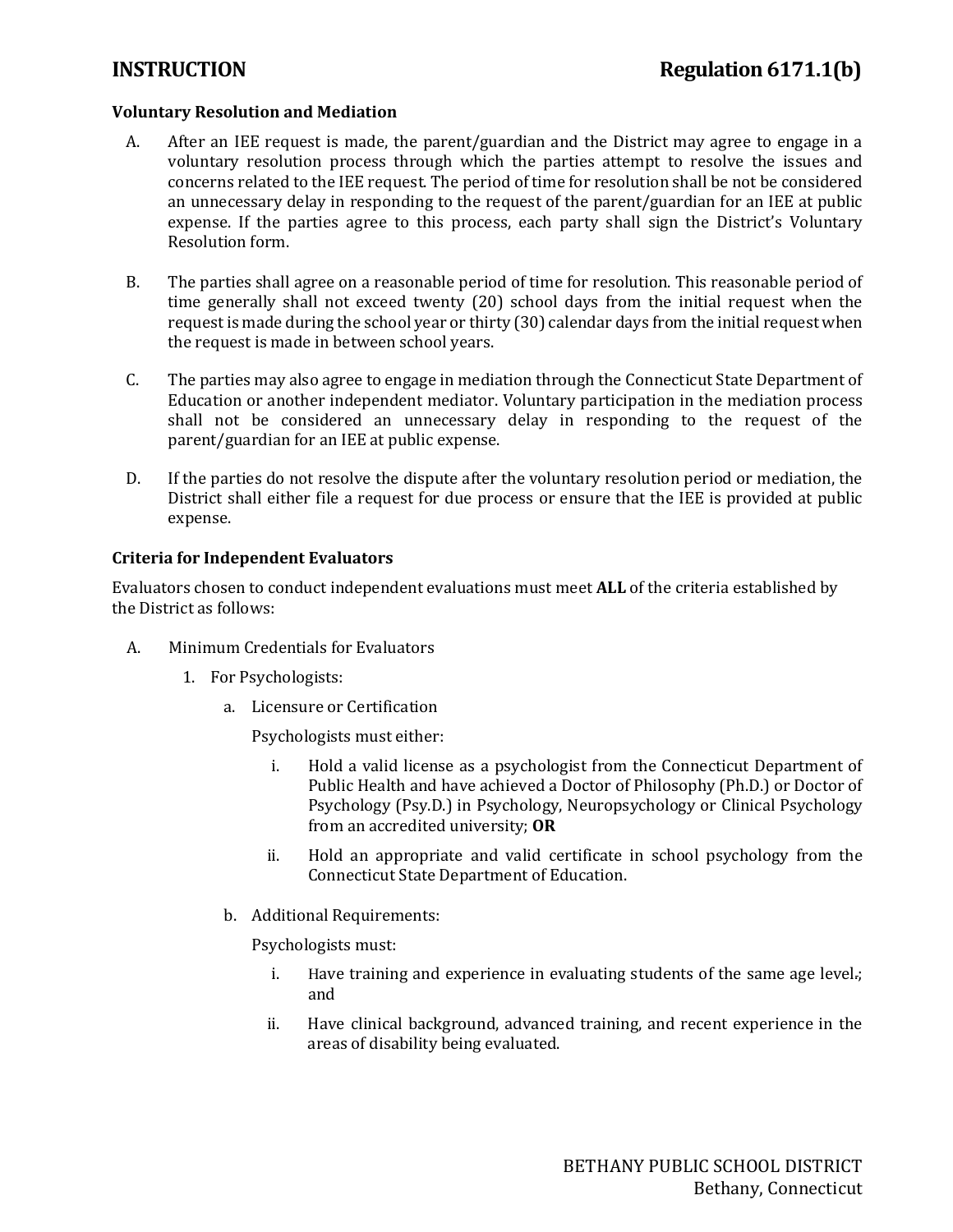**Voluntary Resolution and Mediation**

A. After an IEE request is made, the parent/guardian and the District may agree to engage in a voluntary resolution process through which the parties attempt to resolve the issues and concerns related to the IEE request. The period of time for resolution shall be not be considered an unnecessary delay in responding to the request of the parent/guardian for an IEE at public expense. If the parties agree to this process, each party shall sign the District's Voluntary Resolution form.

B. The parties shall agree on a reasonable period of time for resolution. This reasonable period of time generally shall not exceed twenty (20) school days from the initial request when the request is made during the school year or thirty (30) calendar days from the initial request when the request is made in between school years.

C. The parties may also agree to engage in mediation through the Connecticut State Department of Education or another independent mediator. Voluntary participation in the mediation process shall not be considered an unnecessary delay in responding to the request of the parent/guardian for an IEE at public expense.

D. If the parties do not resolve the dispute after the voluntary resolution period or mediation, the District shall either file a request for due process or ensure that the IEE is provided at public expense.

**Criteria for Independent Evaluators**

Evaluators chosen to conduct independent evaluations must meet **ALL** of the criteria established by the District as follows:

A. Minimum Credentials for Evaluators

   1. For Psychologists:

      a. Licensure or Certification

         Psychologists must either:

         i. Hold a valid license as a psychologist from the Connecticut Department of Public Health and have achieved a Doctor of Philosophy (Ph.D.) or Doctor of Psychology (Psy.D.) in Psychology, Neuropsychology or Clinical Psychology from an accredited university; **OR**

         ii. Hold an appropriate and valid certificate in school psychology from the Connecticut State Department of Education.

      b. Additional Requirements:

         Psychologists must:

         i. Have training and experience in evaluating students of the same age level.; and

         ii. Have clinical background, advanced training, and recent experience in the areas of disability being evaluated.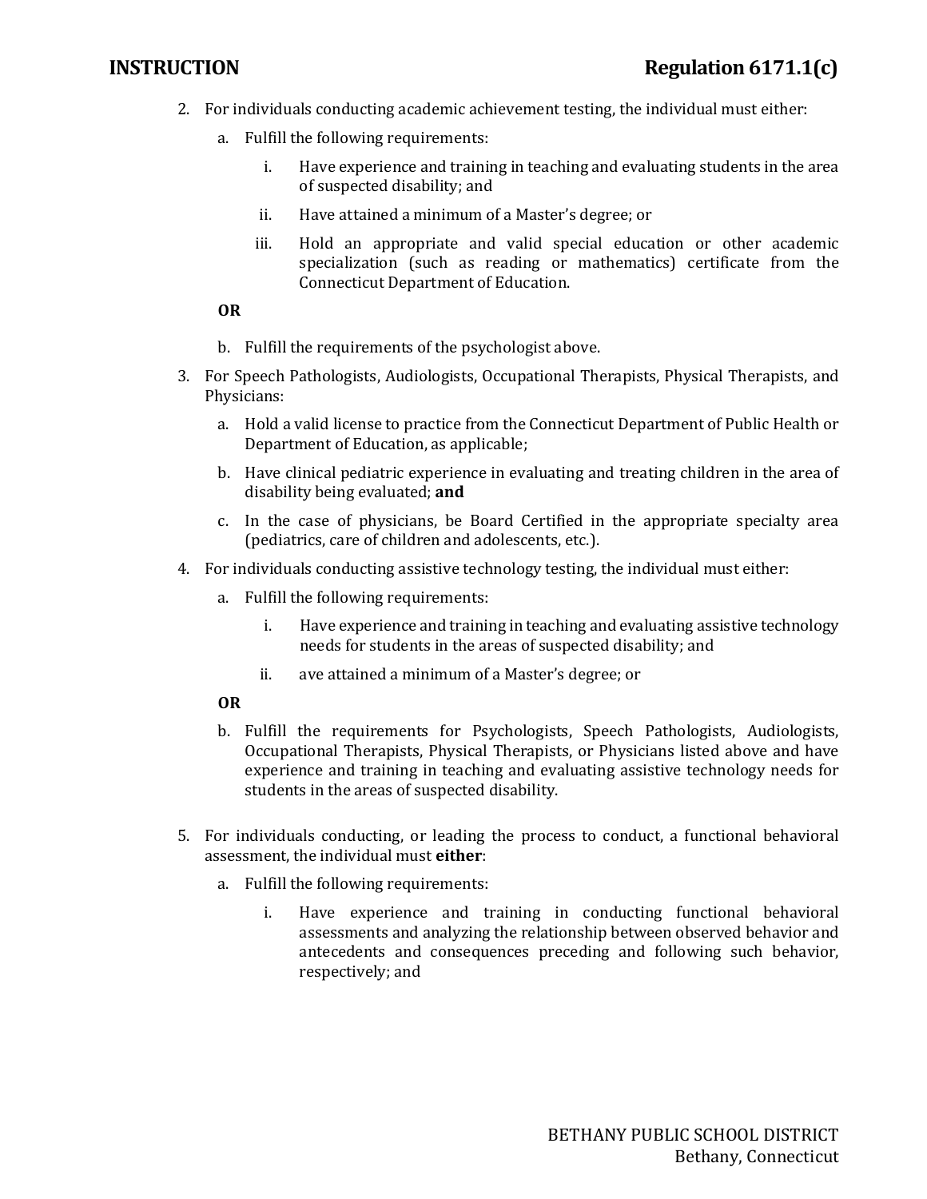2. For individuals conducting academic achievement testing, the individual must either:

   a. Fulfill the following requirements:

      i. Have experience and training in teaching and evaluating students in the area of suspected disability; and

      ii. Have attained a minimum of a Master's degree; or

      iii. Hold an appropriate and valid special education or other academic specialization (such as reading or mathematics) certificate from the Connecticut Department of Education.

   **OR**

   b. Fulfill the requirements of the psychologist above.

3. For Speech Pathologists, Audiologists, Occupational Therapists, Physical Therapists, and Physicians:

   a. Hold a valid license to practice from the Connecticut Department of Public Health or Department of Education, as applicable;

   b. Have clinical pediatric experience in evaluating and treating children in the area of disability being evaluated; **and**

   c. In the case of physicians, be Board Certified in the appropriate specialty area (pediatrics, care of children and adolescents, etc.).

4. For individuals conducting assistive technology testing, the individual must either:

   a. Fulfill the following requirements:

      i. Have experience and training in teaching and evaluating assistive technology needs for students in the areas of suspected disability; and

      ii. ave attained a minimum of a Master's degree; or

   **OR**

   b. Fulfill the requirements for Psychologists, Speech Pathologists, Audiologists, Occupational Therapists, Physical Therapists, or Physicians listed above and have experience and training in teaching and evaluating assistive technology needs for students in the areas of suspected disability.

5. For individuals conducting, or leading the process to conduct, a functional behavioral assessment, the individual must **either**:

   a. Fulfill the following requirements:

      i. Have experience and training in conducting functional behavioral assessments and analyzing the relationship between observed behavior and antecedents and consequences preceding and following such behavior, respectively; and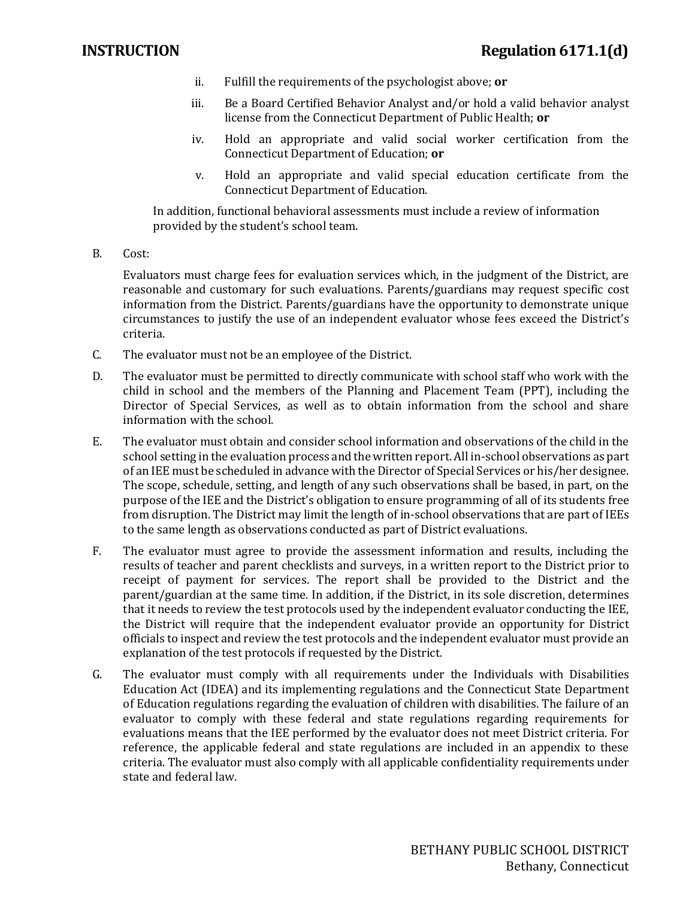ii. Fulfill the requirements of the psychologist above; **or**

iii. Be a Board Certified Behavior Analyst and/or hold a valid behavior analyst license from the Connecticut Department of Public Health; **or**

iv. Hold an appropriate and valid social worker certification from the Connecticut Department of Education; **or**

v. Hold an appropriate and valid special education certificate from the Connecticut Department of Education.

In addition, functional behavioral assessments must include a review of information provided by the student's school team.

B. Cost:

Evaluators must charge fees for evaluation services which, in the judgment of the District, are reasonable and customary for such evaluations. Parents/guardians may request specific cost information from the District. Parents/guardians have the opportunity to demonstrate unique circumstances to justify the use of an independent evaluator whose fees exceed the District's criteria.

C. The evaluator must not be an employee of the District.

D. The evaluator must be permitted to directly communicate with school staff who work with the child in school and the members of the Planning and Placement Team (PPT), including the Director of Special Services, as well as to obtain information from the school and share information with the school.

E. The evaluator must obtain and consider school information and observations of the child in the school setting in the evaluation process and the written report. All in-school observations as part of an IEE must be scheduled in advance with the Director of Special Services or his/her designee. The scope, schedule, setting, and length of any such observations shall be based, in part, on the purpose of the IEE and the District's obligation to ensure programming of all of its students free from disruption. The District may limit the length of in-school observations that are part of IEEs to the same length as observations conducted as part of District evaluations.

F. The evaluator must agree to provide the assessment information and results, including the results of teacher and parent checklists and surveys, in a written report to the District prior to receipt of payment for services. The report shall be provided to the District and the parent/guardian at the same time. In addition, if the District, in its sole discretion, determines that it needs to review the test protocols used by the independent evaluator conducting the IEE, the District will require that the independent evaluator provide an opportunity for District officials to inspect and review the test protocols and the independent evaluator must provide an explanation of the test protocols if requested by the District.

G. The evaluator must comply with all requirements under the Individuals with Disabilities Education Act (IDEA) and its implementing regulations and the Connecticut State Department of Education regulations regarding the evaluation of children with disabilities. The failure of an evaluator to comply with these federal and state regulations regarding requirements for evaluations means that the IEE performed by the evaluator does not meet District criteria. For reference, the applicable federal and state regulations are included in an appendix to these criteria. The evaluator must also comply with all applicable confidentiality requirements under state and federal law.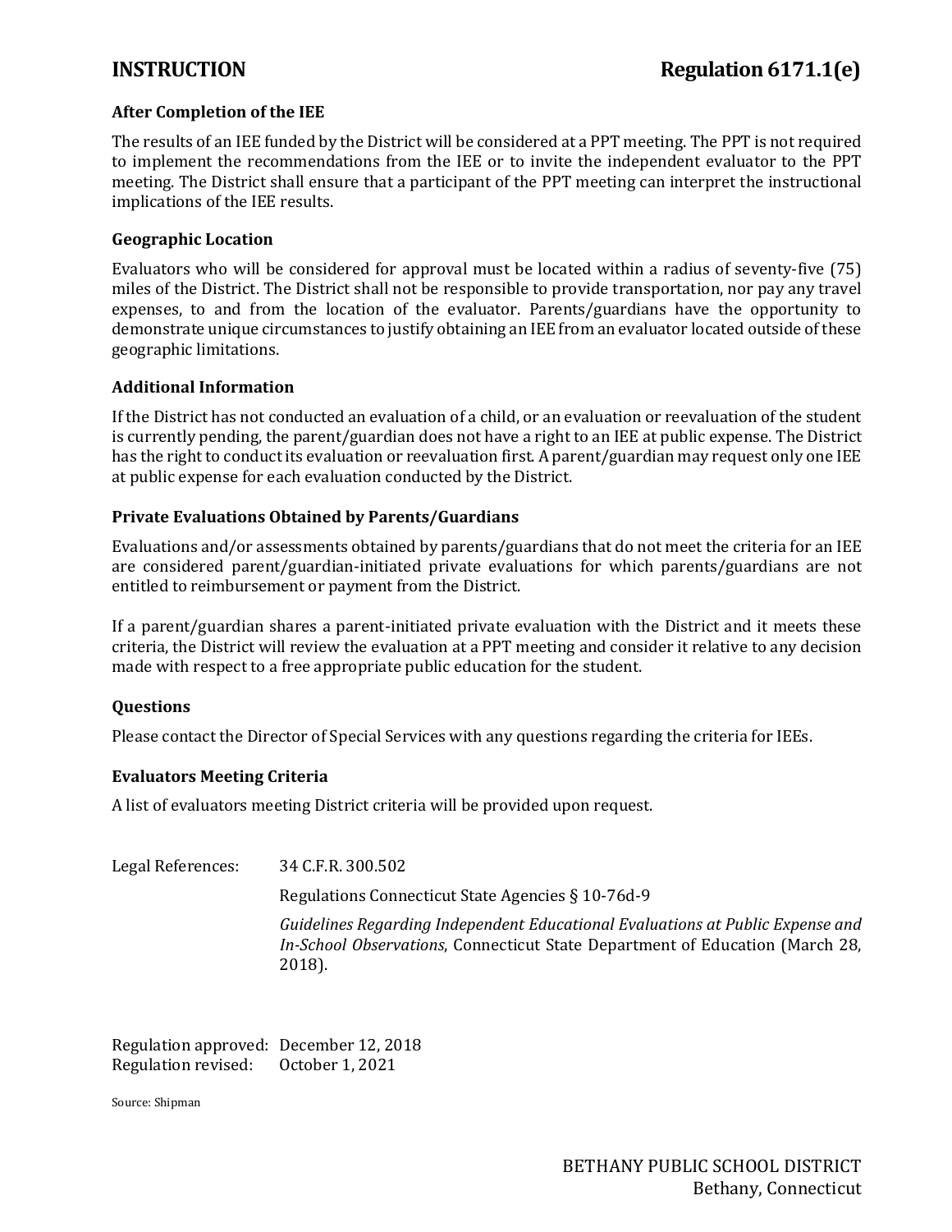### After Completion of the IEE

The results of an IEE funded by the District will be considered at a PPT meeting. The PPT is not required to implement the recommendations from the IEE or to invite the independent evaluator to the PPT meeting. The District shall ensure that a participant of the PPT meeting can interpret the instructional implications of the IEE results.

### Geographic Location

Evaluators who will be considered for approval must be located within a radius of seventy-five (75) miles of the District. The District shall not be responsible to provide transportation, nor pay any travel expenses, to and from the location of the evaluator. Parents/guardians have the opportunity to demonstrate unique circumstances to justify obtaining an IEE from an evaluator located outside of these geographic limitations.

### Additional Information

If the District has not conducted an evaluation of a child, or an evaluation or reevaluation of the student is currently pending, the parent/guardian does not have a right to an IEE at public expense. The District has the right to conduct its evaluation or reevaluation first. A parent/guardian may request only one IEE at public expense for each evaluation conducted by the District.

### Private Evaluations Obtained by Parents/Guardians

Evaluations and/or assessments obtained by parents/guardians that do not meet the criteria for an IEE are considered parent/guardian-initiated private evaluations for which parents/guardians are not entitled to reimbursement or payment from the District.

If a parent/guardian shares a parent-initiated private evaluation with the District and it meets these criteria, the District will review the evaluation at a PPT meeting and consider it relative to any decision made with respect to a free appropriate public education for the student.

### Questions

Please contact the Director of Special Services with any questions regarding the criteria for IEEs.

### Evaluators Meeting Criteria

A list of evaluators meeting District criteria will be provided upon request.

Legal References: 34 C.F.R. 300.502

Regulations Connecticut State Agencies § 10-76d-9

*Guidelines Regarding Independent Educational Evaluations at Public Expense and In-School Observations*, Connecticut State Department of Education (March 28, 2018).

Regulation approved: December 12, 2018
Regulation revised: October 1, 2021

Source: Shipman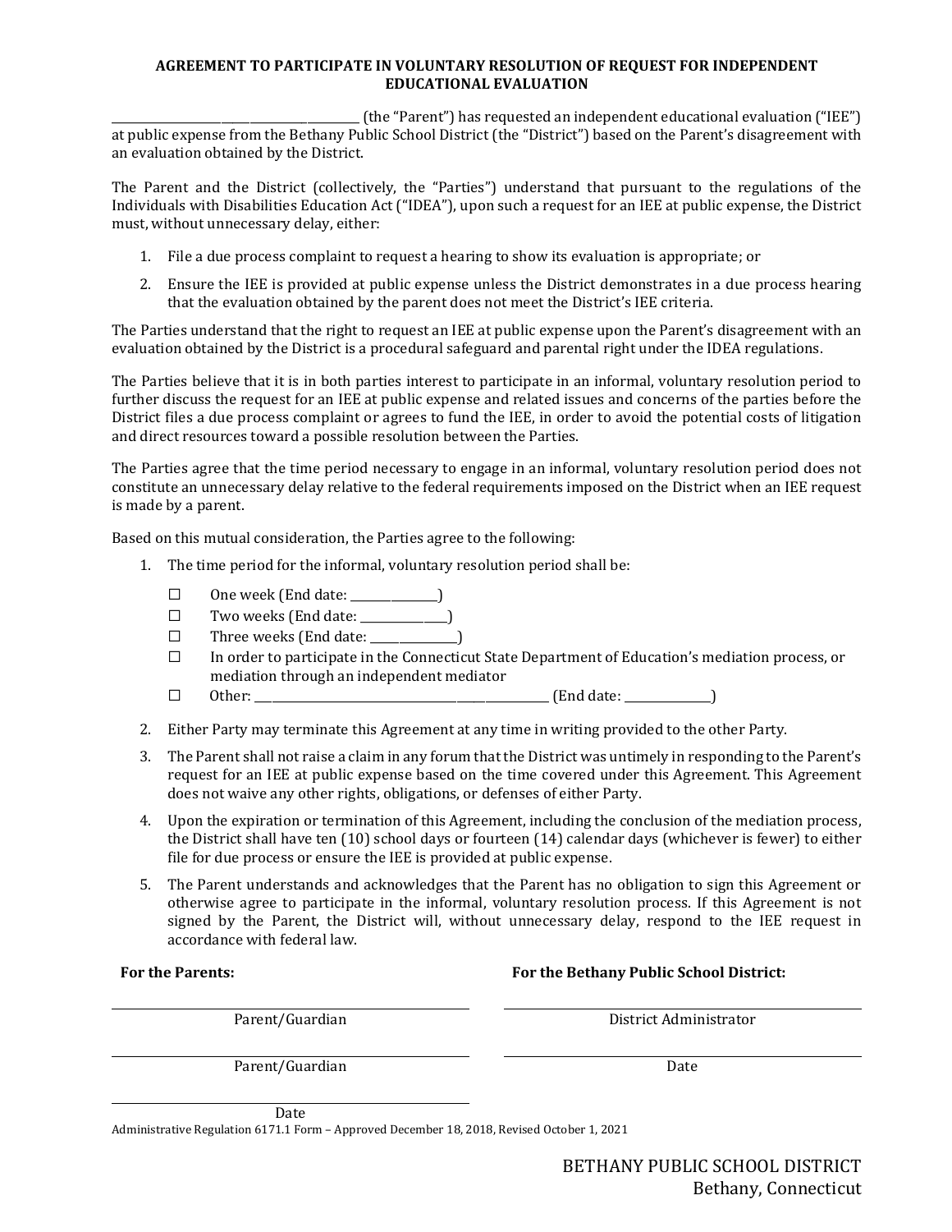**AGREEMENT TO PARTICIPATE IN VOLUNTARY RESOLUTION OF REQUEST FOR INDEPENDENT EDUCATIONAL EVALUATION**

________________________________________ (the "Parent") has requested an independent educational evaluation ("IEE") at public expense from the Bethany Public School District (the "District") based on the Parent's disagreement with an evaluation obtained by the District.

The Parent and the District (collectively, the "Parties") understand that pursuant to the regulations of the Individuals with Disabilities Education Act ("IDEA"), upon such a request for an IEE at public expense, the District must, without unnecessary delay, either:

1. File a due process complaint to request a hearing to show its evaluation is appropriate; or
2. Ensure the IEE is provided at public expense unless the District demonstrates in a due process hearing that the evaluation obtained by the parent does not meet the District's IEE criteria.

The Parties understand that the right to request an IEE at public expense upon the Parent's disagreement with an evaluation obtained by the District is a procedural safeguard and parental right under the IDEA regulations.

The Parties believe that it is in both parties interest to participate in an informal, voluntary resolution period to further discuss the request for an IEE at public expense and related issues and concerns of the parties before the District files a due process complaint or agrees to fund the IEE, in order to avoid the potential costs of litigation and direct resources toward a possible resolution between the Parties.

The Parties agree that the time period necessary to engage in an informal, voluntary resolution period does not constitute an unnecessary delay relative to the federal requirements imposed on the District when an IEE request is made by a parent.

Based on this mutual consideration, the Parties agree to the following:

1. The time period for the informal, voluntary resolution period shall be:
   - ☐ One week (End date: _______________)
   - ☐ Two weeks (End date: _______________)
   - ☐ Three weeks (End date: _______________)
   - ☐ In order to participate in the Connecticut State Department of Education's mediation process, or mediation through an independent mediator
   - ☐ Other: ____________________________________________________ (End date: _______________)
2. Either Party may terminate this Agreement at any time in writing provided to the other Party.
3. The Parent shall not raise a claim in any forum that the District was untimely in responding to the Parent's request for an IEE at public expense based on the time covered under this Agreement. This Agreement does not waive any other rights, obligations, or defenses of either Party.
4. Upon the expiration or termination of this Agreement, including the conclusion of the mediation process, the District shall have ten (10) school days or fourteen (14) calendar days (whichever is fewer) to either file for due process or ensure the IEE is provided at public expense.
5. The Parent understands and acknowledges that the Parent has no obligation to sign this Agreement or otherwise agree to participate in the informal, voluntary resolution process. If this Agreement is not signed by the Parent, the District will, without unnecessary delay, respond to the IEE request in accordance with federal law.

| **For the Parents:** | **For the Bethany Public School District:** |
|---|---|
| ______________________________ | ______________________________ |
| Parent/Guardian | District Administrator |
| ______________________________ | ______________________________ |
| Parent/Guardian | Date |
| ______________________________ | |
| Date | |

Administrative Regulation 6171.1 Form – Approved December 18, 2018, Revised October 1, 2021

BETHANY PUBLIC SCHOOL DISTRICT
Bethany, Connecticut